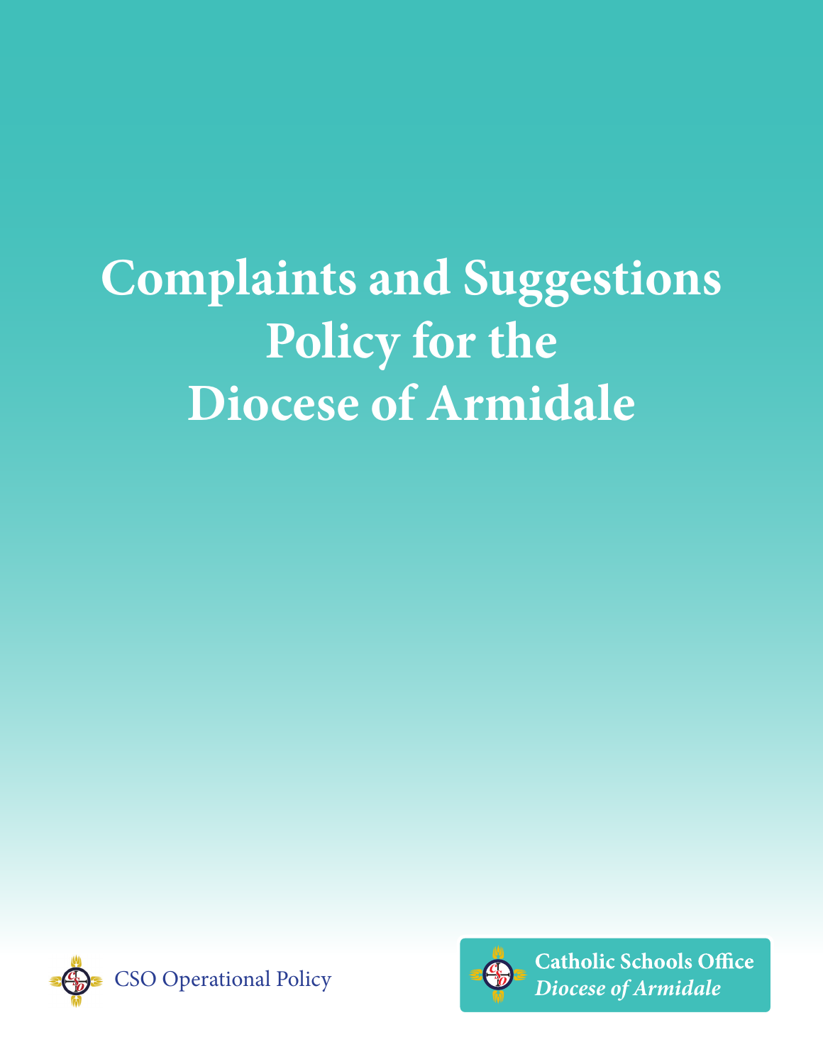# Complaints and Suggestions Policy for the Diocese of Armidale

CSO Operational Policy

**Catholic Schools Office**
***Diocese of Armidale***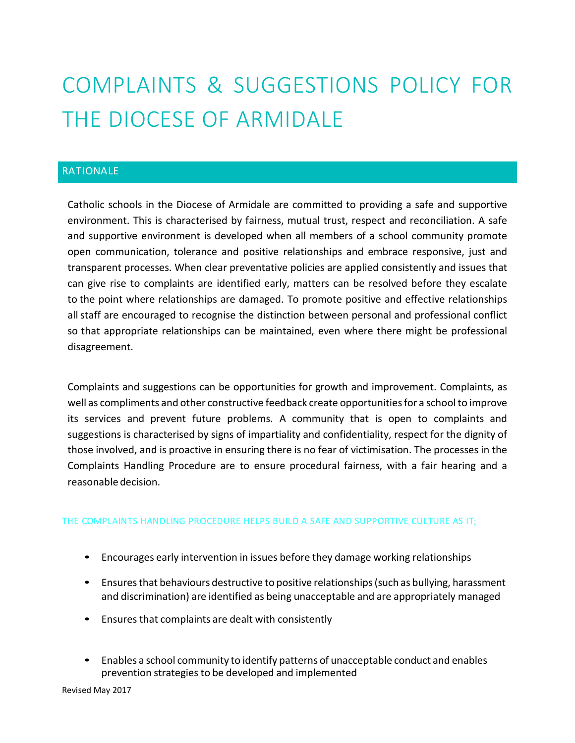# COMPLAINTS & SUGGESTIONS POLICY FOR THE DIOCESE OF ARMIDALE

## RATIONALE

Catholic schools in the Diocese of Armidale are committed to providing a safe and supportive environment. This is characterised by fairness, mutual trust, respect and reconciliation. A safe and supportive environment is developed when all members of a school community promote open communication, tolerance and positive relationships and embrace responsive, just and transparent processes. When clear preventative policies are applied consistently and issues that can give rise to complaints are identified early, matters can be resolved before they escalate to the point where relationships are damaged. To promote positive and effective relationships all staff are encouraged to recognise the distinction between personal and professional conflict so that appropriate relationships can be maintained, even where there might be professional disagreement.

Complaints and suggestions can be opportunities for growth and improvement. Complaints, as well as compliments and other constructive feedback create opportunities for a school to improve its services and prevent future problems. A community that is open to complaints and suggestions is characterised by signs of impartiality and confidentiality, respect for the dignity of those involved, and is proactive in ensuring there is no fear of victimisation. The processes in the Complaints Handling Procedure are to ensure procedural fairness, with a fair hearing and a reasonable decision.

### THE COMPLAINTS HANDLING PROCEDURE HELPS BUILD A SAFE AND SUPPORTIVE CULTURE AS IT;

- Encourages early intervention in issues before they damage working relationships
- Ensures that behaviours destructive to positive relationships (such as bullying, harassment and discrimination) are identified as being unacceptable and are appropriately managed
- Ensures that complaints are dealt with consistently
- Enables a school community to identify patterns of unacceptable conduct and enables prevention strategies to be developed and implemented

Revised May 2017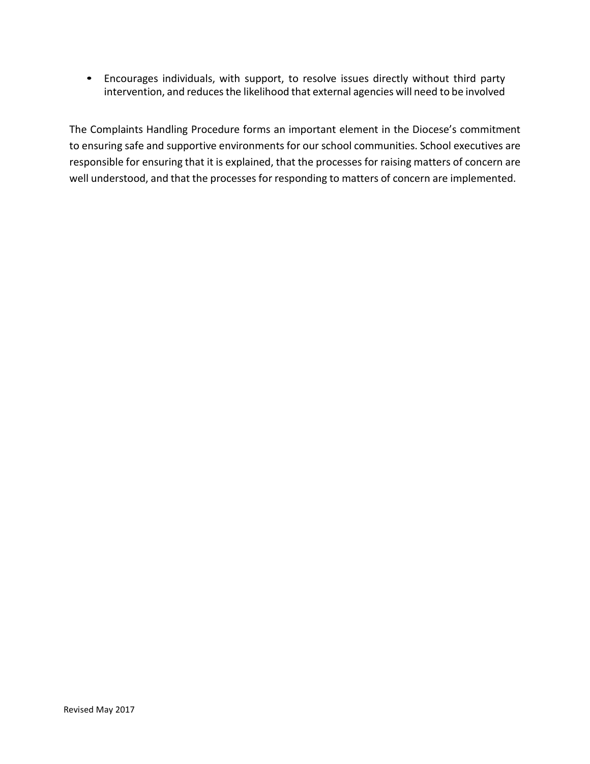- Encourages individuals, with support, to resolve issues directly without third party intervention, and reduces the likelihood that external agencies will need to be involved

The Complaints Handling Procedure forms an important element in the Diocese's commitment to ensuring safe and supportive environments for our school communities. School executives are responsible for ensuring that it is explained, that the processes for raising matters of concern are well understood, and that the processes for responding to matters of concern are implemented.

Revised May 2017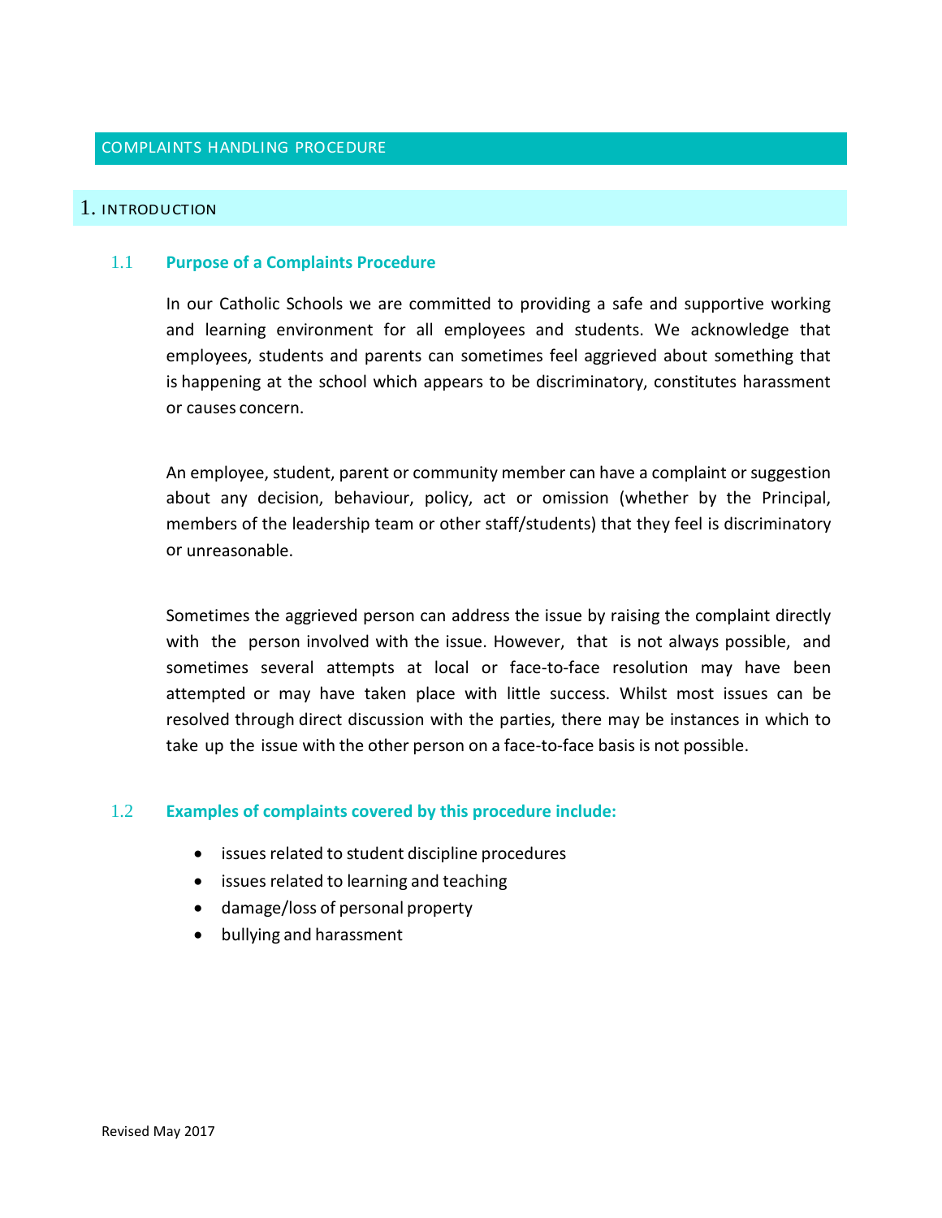# COMPLAINTS HANDLING PROCEDURE

## 1. INTRODUCTION

### 1.1 Purpose of a Complaints Procedure

In our Catholic Schools we are committed to providing a safe and supportive working and learning environment for all employees and students. We acknowledge that employees, students and parents can sometimes feel aggrieved about something that is happening at the school which appears to be discriminatory, constitutes harassment or causes concern.

An employee, student, parent or community member can have a complaint or suggestion about any decision, behaviour, policy, act or omission (whether by the Principal, members of the leadership team or other staff/students) that they feel is discriminatory or unreasonable.

Sometimes the aggrieved person can address the issue by raising the complaint directly with the person involved with the issue. However, that is not always possible, and sometimes several attempts at local or face-to-face resolution may have been attempted or may have taken place with little success. Whilst most issues can be resolved through direct discussion with the parties, there may be instances in which to take up the issue with the other person on a face-to-face basis is not possible.

### 1.2 Examples of complaints covered by this procedure include:

- issues related to student discipline procedures
- issues related to learning and teaching
- damage/loss of personal property
- bullying and harassment

Revised May 2017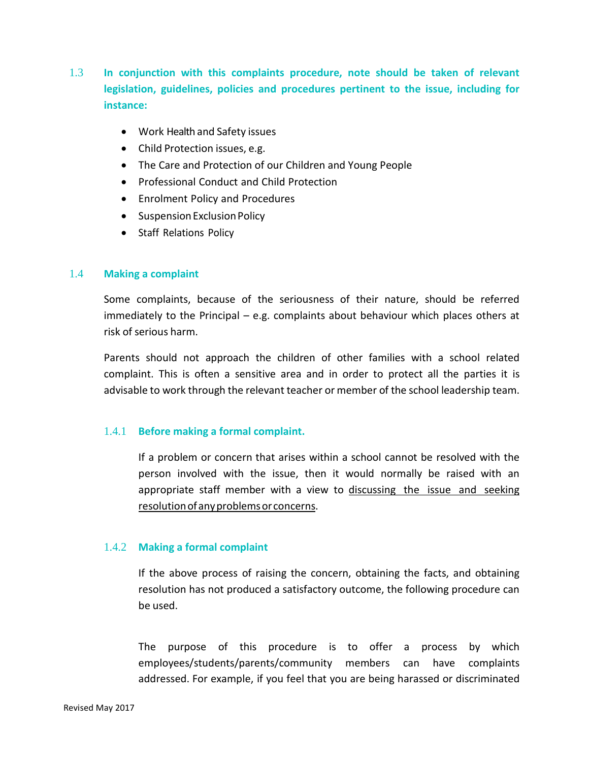### 1.3 In conjunction with this complaints procedure, note should be taken of relevant legislation, guidelines, policies and procedures pertinent to the issue, including for instance:

- Work Health and Safety issues
- Child Protection issues, e.g.
- The Care and Protection of our Children and Young People
- Professional Conduct and Child Protection
- Enrolment Policy and Procedures
- Suspension Exclusion Policy
- Staff Relations Policy

### 1.4 Making a complaint

Some complaints, because of the seriousness of their nature, should be referred immediately to the Principal – e.g. complaints about behaviour which places others at risk of serious harm.

Parents should not approach the children of other families with a school related complaint. This is often a sensitive area and in order to protect all the parties it is advisable to work through the relevant teacher or member of the school leadership team.

#### 1.4.1 Before making a formal complaint.

If a problem or concern that arises within a school cannot be resolved with the person involved with the issue, then it would normally be raised with an appropriate staff member with a view to discussing the issue and seeking resolution of any problems or concerns.

#### 1.4.2 Making a formal complaint

If the above process of raising the concern, obtaining the facts, and obtaining resolution has not produced a satisfactory outcome, the following procedure can be used.

The purpose of this procedure is to offer a process by which employees/students/parents/community members can have complaints addressed. For example, if you feel that you are being harassed or discriminated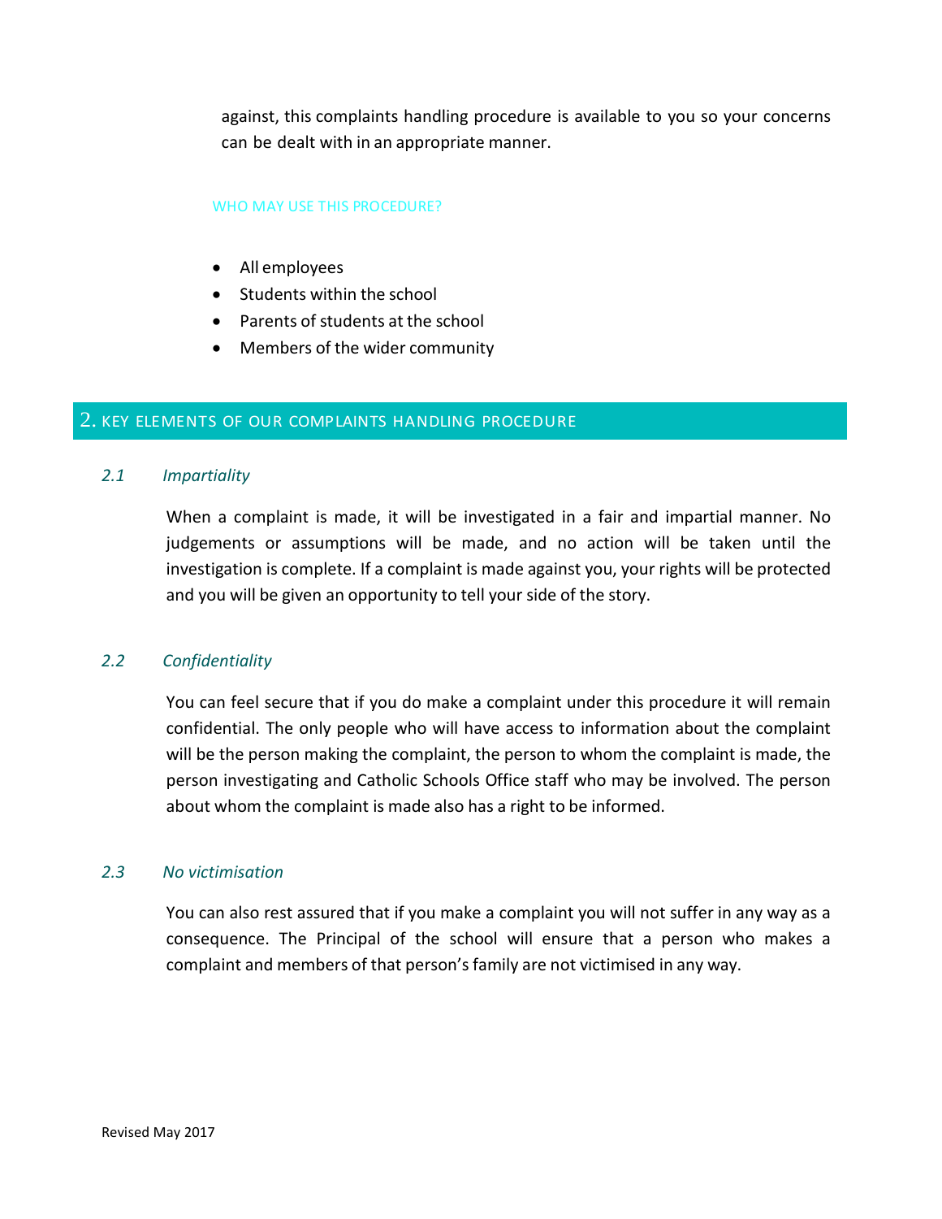against, this complaints handling procedure is available to you so your concerns can be dealt with in an appropriate manner.

#### WHO MAY USE THIS PROCEDURE?

- All employees
- Students within the school
- Parents of students at the school
- Members of the wider community

## 2. KEY ELEMENTS OF OUR COMPLAINTS HANDLING PROCEDURE

### *2.1 Impartiality*

When a complaint is made, it will be investigated in a fair and impartial manner. No judgements or assumptions will be made, and no action will be taken until the investigation is complete. If a complaint is made against you, your rights will be protected and you will be given an opportunity to tell your side of the story.

### *2.2 Confidentiality*

You can feel secure that if you do make a complaint under this procedure it will remain confidential. The only people who will have access to information about the complaint will be the person making the complaint, the person to whom the complaint is made, the person investigating and Catholic Schools Office staff who may be involved. The person about whom the complaint is made also has a right to be informed.

### *2.3 No victimisation*

You can also rest assured that if you make a complaint you will not suffer in any way as a consequence. The Principal of the school will ensure that a person who makes a complaint and members of that person's family are not victimised in any way.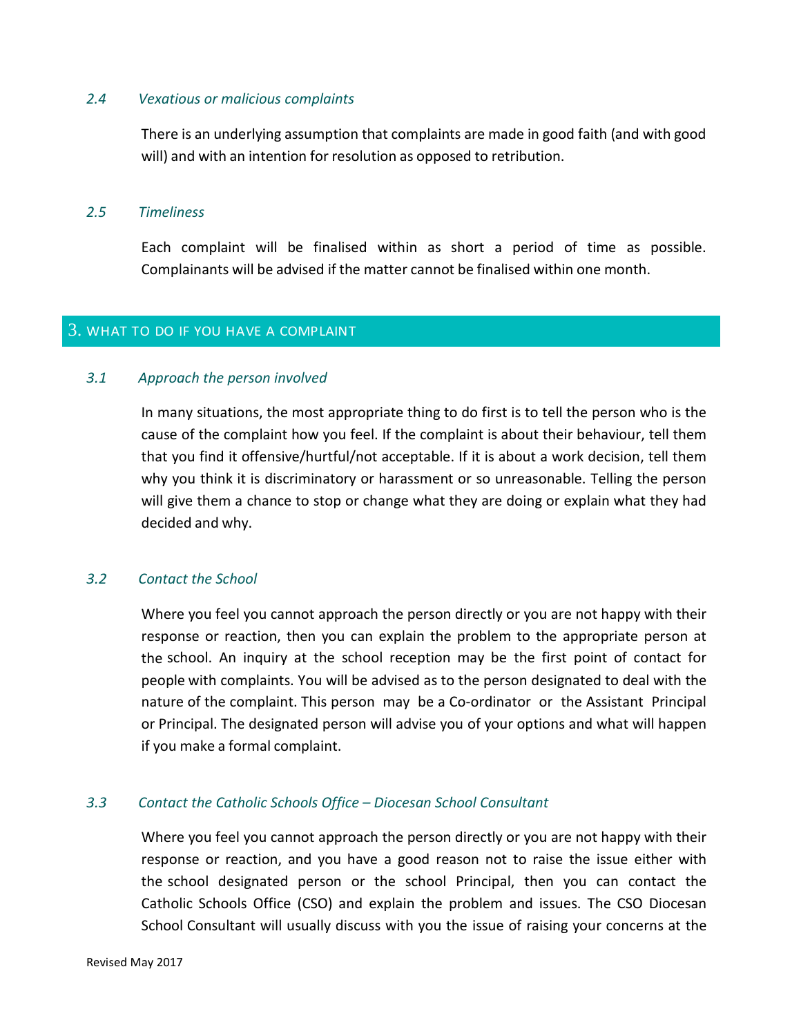### *2.4 Vexatious or malicious complaints*

There is an underlying assumption that complaints are made in good faith (and with good will) and with an intention for resolution as opposed to retribution.

### *2.5 Timeliness*

Each complaint will be finalised within as short a period of time as possible. Complainants will be advised if the matter cannot be finalised within one month.

## 3. WHAT TO DO IF YOU HAVE A COMPLAINT

### *3.1 Approach the person involved*

In many situations, the most appropriate thing to do first is to tell the person who is the cause of the complaint how you feel. If the complaint is about their behaviour, tell them that you find it offensive/hurtful/not acceptable. If it is about a work decision, tell them why you think it is discriminatory or harassment or so unreasonable. Telling the person will give them a chance to stop or change what they are doing or explain what they had decided and why.

### *3.2 Contact the School*

Where you feel you cannot approach the person directly or you are not happy with their response or reaction, then you can explain the problem to the appropriate person at the school. An inquiry at the school reception may be the first point of contact for people with complaints. You will be advised as to the person designated to deal with the nature of the complaint. This person may be a Co-ordinator or the Assistant Principal or Principal. The designated person will advise you of your options and what will happen if you make a formal complaint.

### *3.3 Contact the Catholic Schools Office – Diocesan School Consultant*

Where you feel you cannot approach the person directly or you are not happy with their response or reaction, and you have a good reason not to raise the issue either with the school designated person or the school Principal, then you can contact the Catholic Schools Office (CSO) and explain the problem and issues. The CSO Diocesan School Consultant will usually discuss with you the issue of raising your concerns at the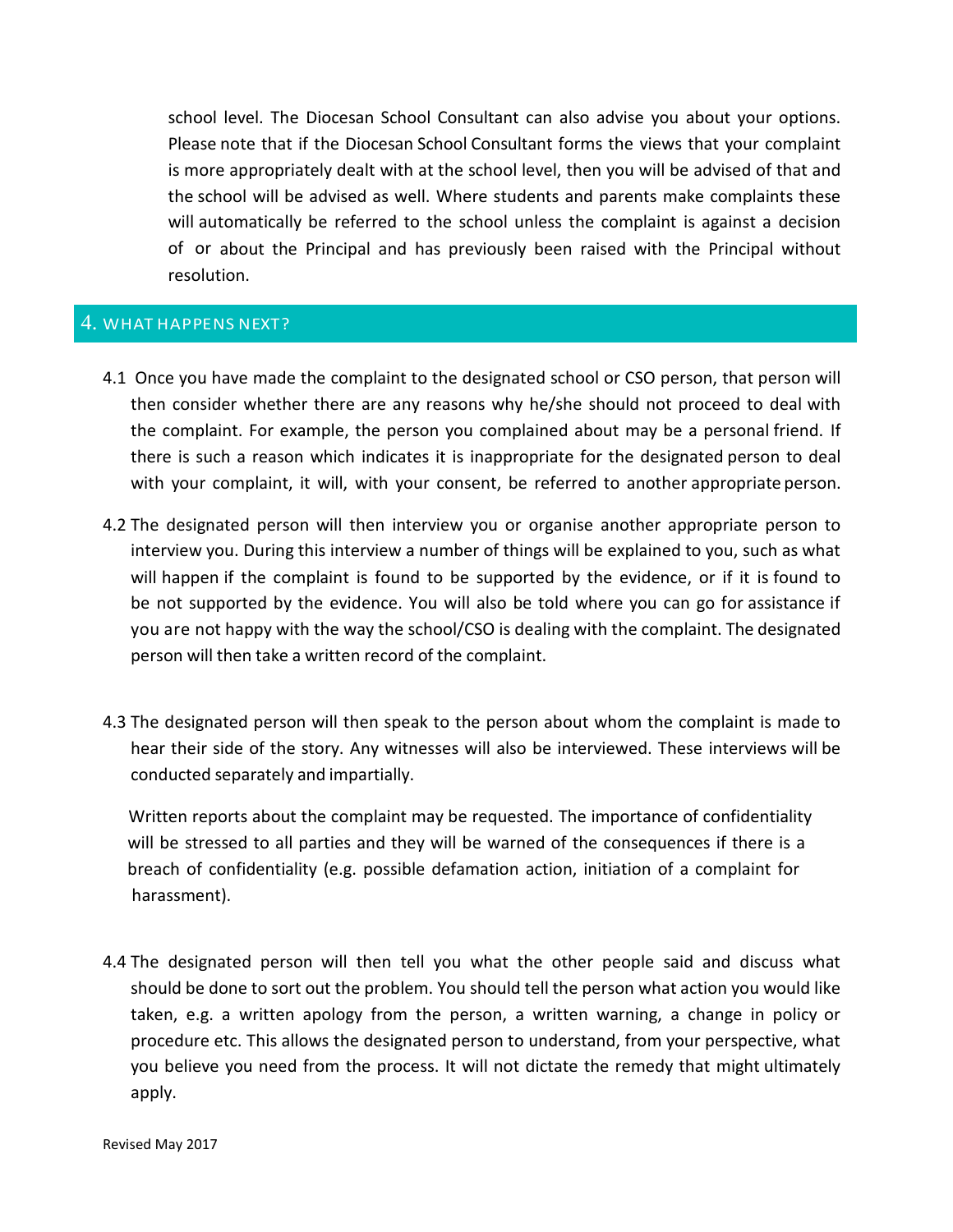school level. The Diocesan School Consultant can also advise you about your options. Please note that if the Diocesan School Consultant forms the views that your complaint is more appropriately dealt with at the school level, then you will be advised of that and the school will be advised as well. Where students and parents make complaints these will automatically be referred to the school unless the complaint is against a decision of or about the Principal and has previously been raised with the Principal without resolution.

## 4. WHAT HAPPENS NEXT?

4.1 Once you have made the complaint to the designated school or CSO person, that person will then consider whether there are any reasons why he/she should not proceed to deal with the complaint. For example, the person you complained about may be a personal friend. If there is such a reason which indicates it is inappropriate for the designated person to deal with your complaint, it will, with your consent, be referred to another appropriate person.

4.2 The designated person will then interview you or organise another appropriate person to interview you. During this interview a number of things will be explained to you, such as what will happen if the complaint is found to be supported by the evidence, or if it is found to be not supported by the evidence. You will also be told where you can go for assistance if you are not happy with the way the school/CSO is dealing with the complaint. The designated person will then take a written record of the complaint.

4.3 The designated person will then speak to the person about whom the complaint is made to hear their side of the story. Any witnesses will also be interviewed. These interviews will be conducted separately and impartially.

Written reports about the complaint may be requested. The importance of confidentiality will be stressed to all parties and they will be warned of the consequences if there is a breach of confidentiality (e.g. possible defamation action, initiation of a complaint for harassment).

4.4 The designated person will then tell you what the other people said and discuss what should be done to sort out the problem. You should tell the person what action you would like taken, e.g. a written apology from the person, a written warning, a change in policy or procedure etc. This allows the designated person to understand, from your perspective, what you believe you need from the process. It will not dictate the remedy that might ultimately apply.

Revised May 2017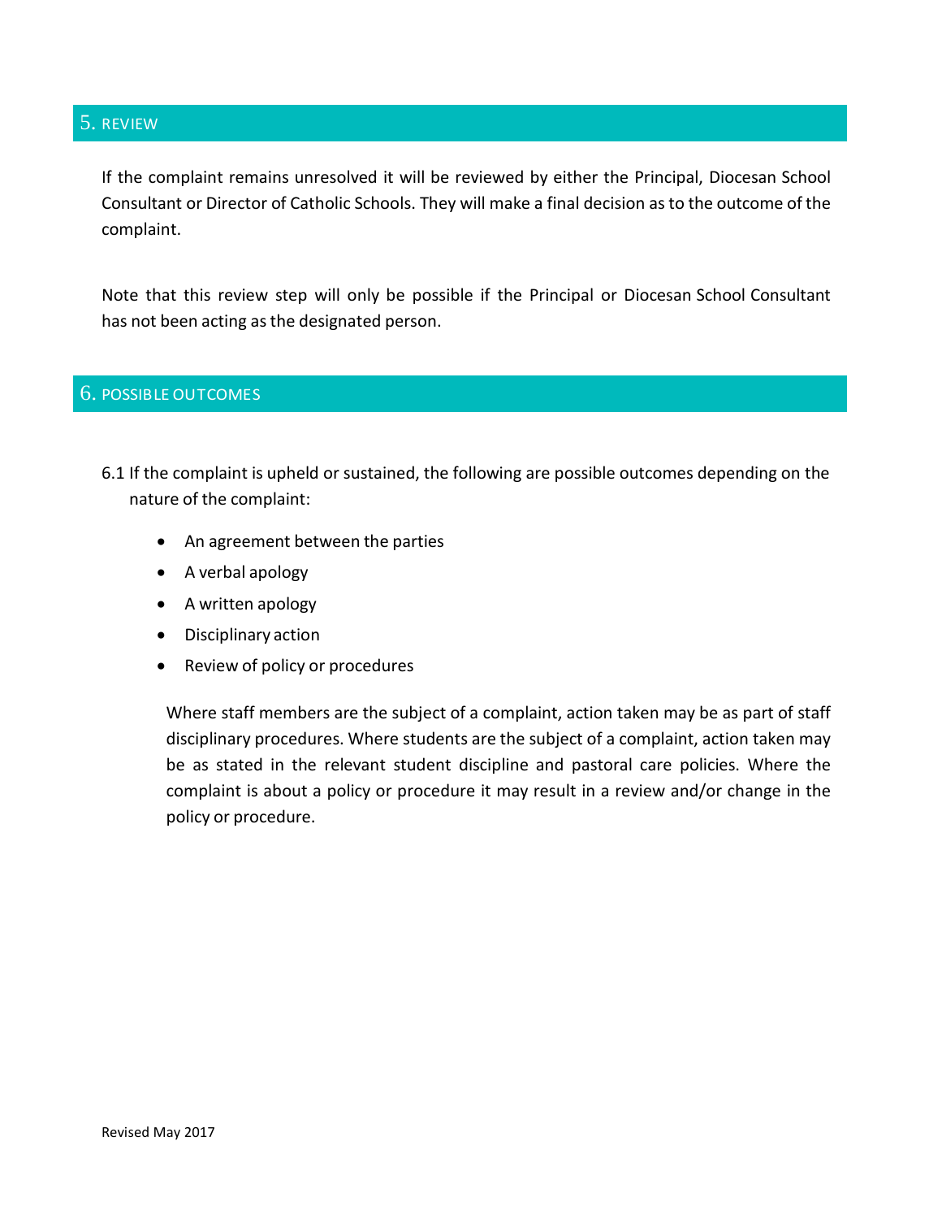## 5. REVIEW

If the complaint remains unresolved it will be reviewed by either the Principal, Diocesan School Consultant or Director of Catholic Schools. They will make a final decision as to the outcome of the complaint.

Note that this review step will only be possible if the Principal or Diocesan School Consultant has not been acting as the designated person.

## 6. POSSIBLE OUTCOMES

6.1 If the complaint is upheld or sustained, the following are possible outcomes depending on the nature of the complaint:

- An agreement between the parties
- A verbal apology
- A written apology
- Disciplinary action
- Review of policy or procedures

Where staff members are the subject of a complaint, action taken may be as part of staff disciplinary procedures. Where students are the subject of a complaint, action taken may be as stated in the relevant student discipline and pastoral care policies. Where the complaint is about a policy or procedure it may result in a review and/or change in the policy or procedure.

Revised May 2017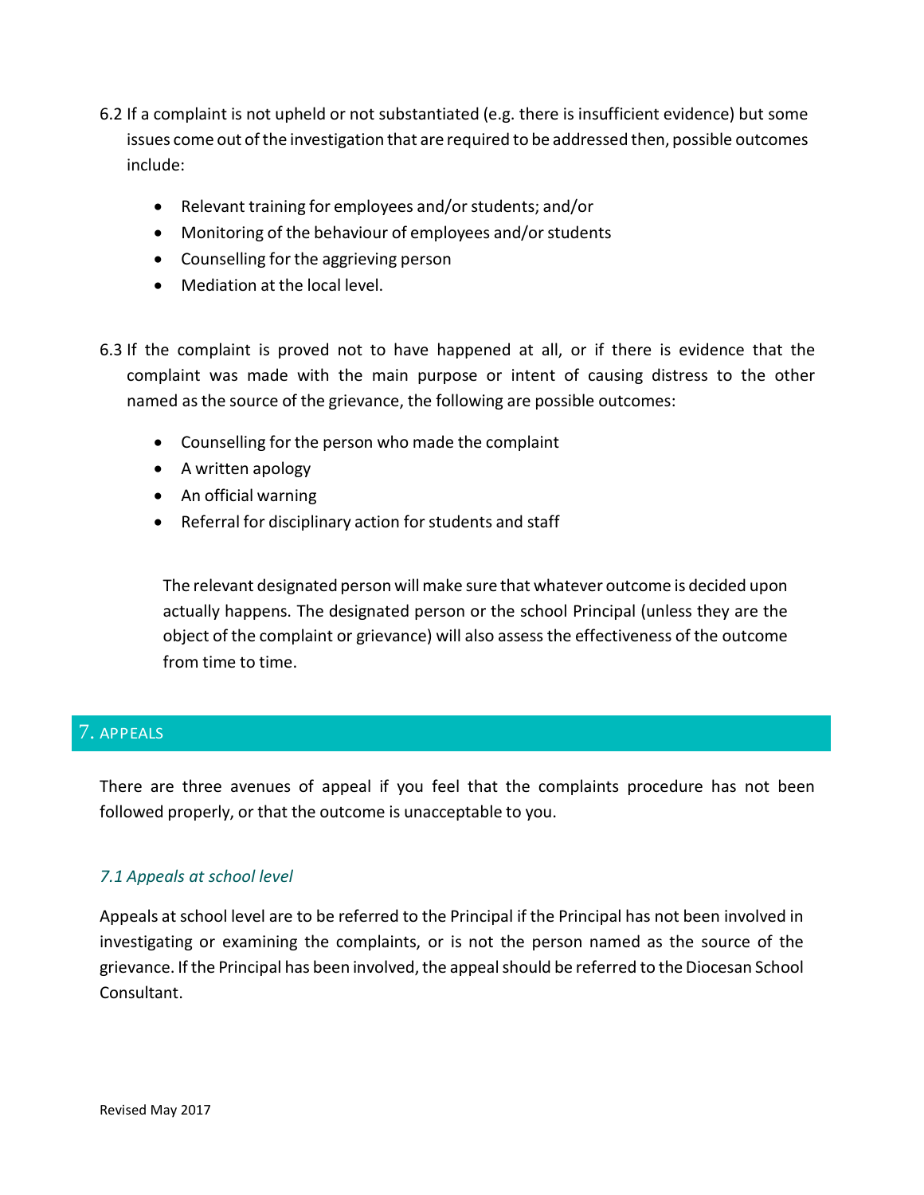6.2 If a complaint is not upheld or not substantiated (e.g. there is insufficient evidence) but some issues come out of the investigation that are required to be addressed then, possible outcomes include:

- Relevant training for employees and/or students; and/or
- Monitoring of the behaviour of employees and/or students
- Counselling for the aggrieving person
- Mediation at the local level.

6.3 If the complaint is proved not to have happened at all, or if there is evidence that the complaint was made with the main purpose or intent of causing distress to the other named as the source of the grievance, the following are possible outcomes:

- Counselling for the person who made the complaint
- A written apology
- An official warning
- Referral for disciplinary action for students and staff

The relevant designated person will make sure that whatever outcome is decided upon actually happens. The designated person or the school Principal (unless they are the object of the complaint or grievance) will also assess the effectiveness of the outcome from time to time.

## 7. APPEALS

There are three avenues of appeal if you feel that the complaints procedure has not been followed properly, or that the outcome is unacceptable to you.

### *7.1 Appeals at school level*

Appeals at school level are to be referred to the Principal if the Principal has not been involved in investigating or examining the complaints, or is not the person named as the source of the grievance. If the Principal has been involved, the appeal should be referred to the Diocesan School Consultant.

Revised May 2017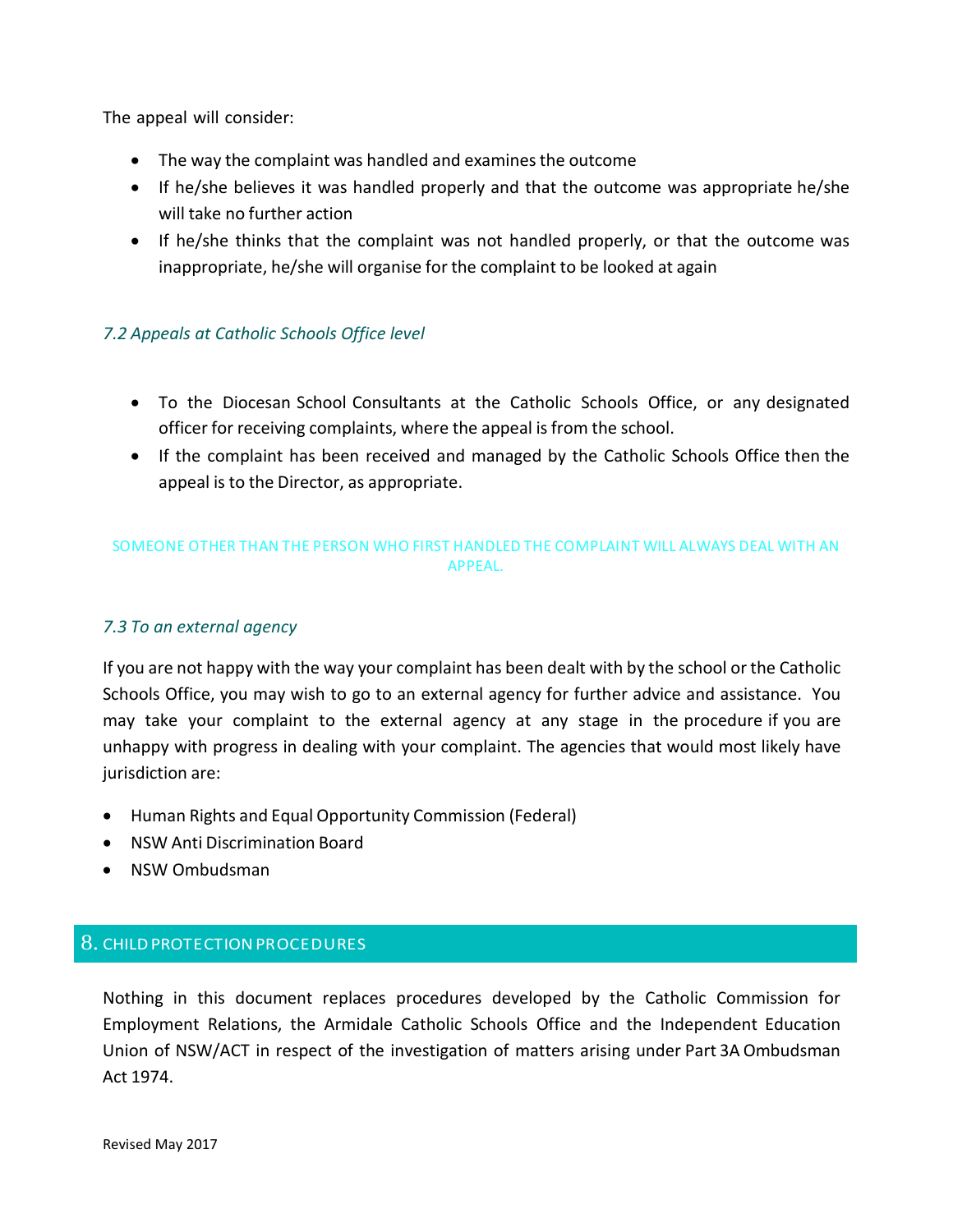The appeal will consider:

- The way the complaint was handled and examines the outcome
- If he/she believes it was handled properly and that the outcome was appropriate he/she will take no further action
- If he/she thinks that the complaint was not handled properly, or that the outcome was inappropriate, he/she will organise for the complaint to be looked at again

### *7.2 Appeals at Catholic Schools Office level*

- To the Diocesan School Consultants at the Catholic Schools Office, or any designated officer for receiving complaints, where the appeal is from the school.
- If the complaint has been received and managed by the Catholic Schools Office then the appeal is to the Director, as appropriate.

SOMEONE OTHER THAN THE PERSON WHO FIRST HANDLED THE COMPLAINT WILL ALWAYS DEAL WITH AN APPEAL.

### *7.3 To an external agency*

If you are not happy with the way your complaint has been dealt with by the school or the Catholic Schools Office, you may wish to go to an external agency for further advice and assistance. You may take your complaint to the external agency at any stage in the procedure if you are unhappy with progress in dealing with your complaint. The agencies that would most likely have jurisdiction are:

- Human Rights and Equal Opportunity Commission (Federal)
- NSW Anti Discrimination Board
- NSW Ombudsman

## 8. CHILD PROTECTION PROCEDURES

Nothing in this document replaces procedures developed by the Catholic Commission for Employment Relations, the Armidale Catholic Schools Office and the Independent Education Union of NSW/ACT in respect of the investigation of matters arising under Part 3A Ombudsman Act 1974.

Revised May 2017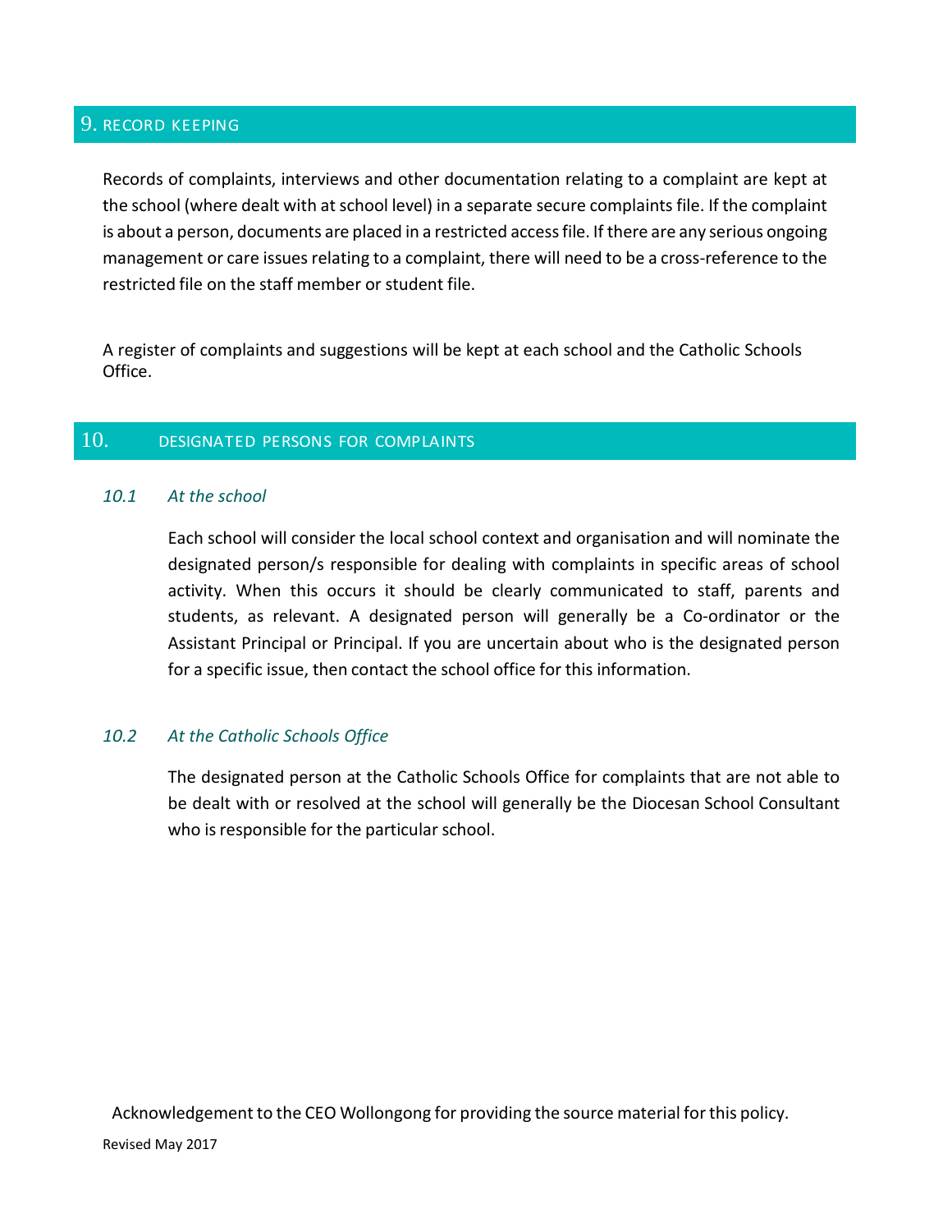## 9. RECORD KEEPING

Records of complaints, interviews and other documentation relating to a complaint are kept at the school (where dealt with at school level) in a separate secure complaints file. If the complaint is about a person, documents are placed in a restricted access file. If there are any serious ongoing management or care issues relating to a complaint, there will need to be a cross-reference to the restricted file on the staff member or student file.

A register of complaints and suggestions will be kept at each school and the Catholic Schools Office.

## 10. DESIGNATED PERSONS FOR COMPLAINTS

### *10.1 At the school*

Each school will consider the local school context and organisation and will nominate the designated person/s responsible for dealing with complaints in specific areas of school activity. When this occurs it should be clearly communicated to staff, parents and students, as relevant. A designated person will generally be a Co-ordinator or the Assistant Principal or Principal. If you are uncertain about who is the designated person for a specific issue, then contact the school office for this information.

### *10.2 At the Catholic Schools Office*

The designated person at the Catholic Schools Office for complaints that are not able to be dealt with or resolved at the school will generally be the Diocesan School Consultant who is responsible for the particular school.

Acknowledgement to the CEO Wollongong for providing the source material for this policy.

Revised May 2017